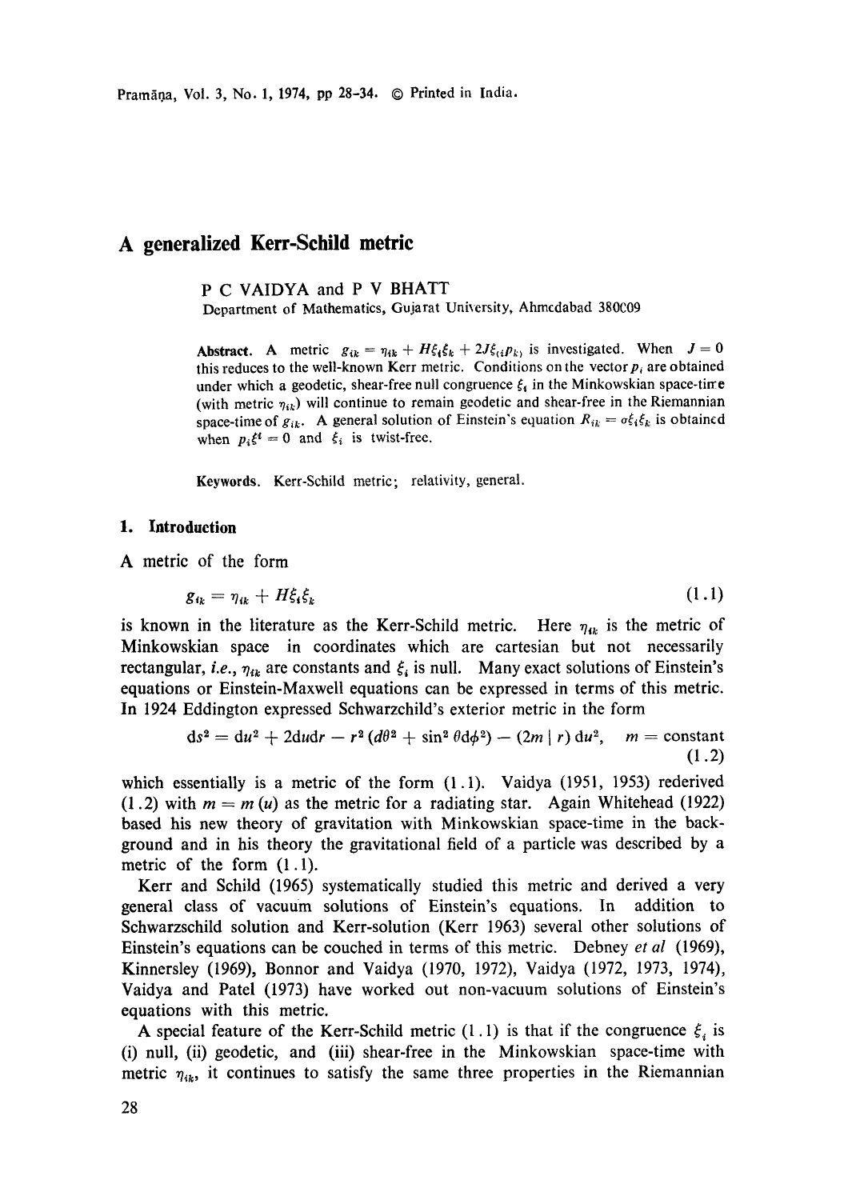# A generalized Kerr-Schild metric

P C VAIDYA and P V BHATT

Department of Mathematics, Gujarat University, Ahmedabad 380009

**Abstract.** A metric $g_{ik} = \eta_{ik} + H\xi_i\xi_k + 2J\xi_{(i}p_{k)}$ is investigated. When $J = 0$ this reduces to the well-known Kerr metric. Conditions on the vector $p_i$ are obtained under which a geodetic, shear-free null congruence $\xi_i$ in the Minkowskian space-time (with metric $\eta_{ik}$) will continue to remain geodetic and shear-free in the Riemannian space-time of $g_{ik}$. A general solution of Einstein's equation $R_{ik} = \sigma\xi_i\xi_k$ is obtained when $p_i\xi^i = 0$ and $\xi_i$ is twist-free.

**Keywords.** Kerr-Schild metric; relativity, general.

## 1. Introduction

A metric of the form

$$g_{ik} = \eta_{ik} + H\xi_i\xi_k \tag{1.1}$$

is known in the literature as the Kerr-Schild metric. Here $\eta_{ik}$ is the metric of Minkowskian space in coordinates which are cartesian but not necessarily rectangular, *i.e.*, $\eta_{ik}$ are constants and $\xi_i$ is null. Many exact solutions of Einstein's equations or Einstein-Maxwell equations can be expressed in terms of this metric. In 1924 Eddington expressed Schwarzchild's exterior metric in the form

$$ds^2 = du^2 + 2du dr - r^2(d\theta^2 + \sin^2\theta d\phi^2) - (2m/r)\,du^2, \quad m = \text{constant} \tag{1.2}$$

which essentially is a metric of the form (1.1). Vaidya (1951, 1953) rederived (1.2) with $m = m(u)$ as the metric for a radiating star. Again Whitehead (1922) based his new theory of gravitation with Minkowskian space-time in the background and in his theory the gravitational field of a particle was described by a metric of the form (1.1).

Kerr and Schild (1965) systematically studied this metric and derived a very general class of vacuum solutions of Einstein's equations. In addition to Schwarzschild solution and Kerr-solution (Kerr 1963) several other solutions of Einstein's equations can be couched in terms of this metric. Debney *et al* (1969), Kinnersley (1969), Bonnor and Vaidya (1970, 1972), Vaidya (1972, 1973, 1974), Vaidya and Patel (1973) have worked out non-vacuum solutions of Einstein's equations with this metric.

A special feature of the Kerr-Schild metric (1.1) is that if the congruence $\xi_i$ is (i) null, (ii) geodetic, and (iii) shear-free in the Minkowskian space-time with metric $\eta_{ik}$, it continues to satisfy the same three properties in the Riemannian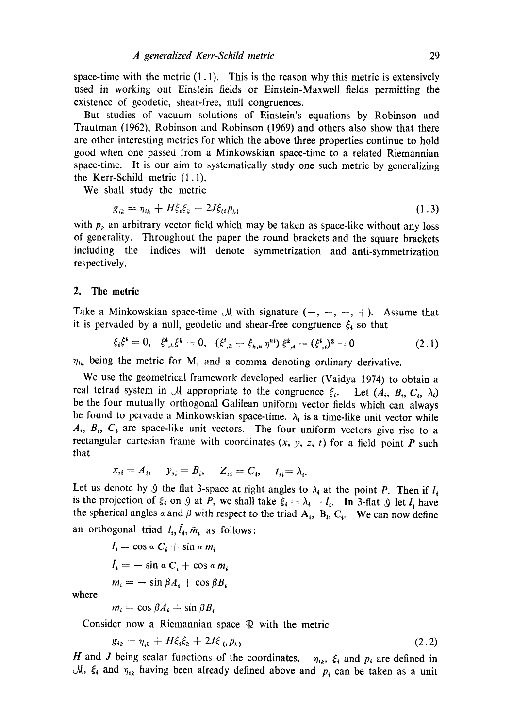space-time with the metric (1.1). This is the reason why this metric is extensively used in working out Einstein fields or Einstein-Maxwell fields permitting the existence of geodetic, shear-free, null congruences.

But studies of vacuum solutions of Einstein's equations by Robinson and Trautman (1962), Robinson and Robinson (1969) and others also show that there are other interesting metrics for which the above three properties continue to hold good when one passed from a Minkowskian space-time to a related Riemannian space-time. It is our aim to systematically study one such metric by generalizing the Kerr-Schild metric (1.1).

We shall study the metric

$$g_{ik} = \eta_{ik} + H\xi_i\xi_k + 2J\xi_{(i}p_{k)} \tag{1.3}$$

with $p_k$ an arbitrary vector field which may be taken as space-like without any loss of generality. Throughout the paper the round brackets and the square brackets including the indices will denote symmetrization and anti-symmetrization respectively.

## 2. The metric

Take a Minkowskian space-time $\mathcal{M}$ with signature $(-, -, -, +)$. Assume that it is pervaded by a null, geodetic and shear-free congruence $\xi_i$ so that

$$\xi_i\xi^i = 0, \quad \xi^i{}_{,k}\xi^k = 0, \quad (\xi^i{}_{,k} + \xi_{k,n}\eta^{ni})\,\xi^k{}_{,i} - (\xi^i{}_{,i})^2 = 0 \tag{2.1}$$

$\eta_{ik}$ being the metric for M, and a comma denoting ordinary derivative.

We use the geometrical framework developed earlier (Vaidya 1974) to obtain a real tetrad system in $\mathcal{M}$ appropriate to the congruence $\xi_i$. Let $(A_i, B_i, C_i, \lambda_i)$ be the four mutually orthogonal Galilean uniform vector fields which can always be found to pervade a Minkowskian space-time. $\lambda_i$ is a time-like unit vector while $A_i$, $B_i$, $C_i$ are space-like unit vectors. The four uniform vectors give rise to a rectangular cartesian frame with coordinates $(x, y, z, t)$ for a field point $P$ such that

$$x_{,i} = A_i, \quad y_{,i} = B_i, \quad Z_{,i} = C_i, \quad t_{,i} = \lambda_i.$$

Let us denote by $\mathcal{S}$ the flat 3-space at right angles to $\lambda_i$ at the point $P$. Then if $l_i$ is the projection of $\xi_i$ on $\mathcal{S}$ at $P$, we shall take $\xi_i = \lambda_i - l_i$. In 3-flat $\mathcal{S}$ let $l_i$ have the spherical angles $\alpha$ and $\beta$ with respect to the triad $A_i$, $B_i$, $C_i$. We can now define an orthogonal triad $l_i, \bar{l}_i, \bar{m}_i$ as follows:

$$l_i = \cos\alpha\, C_i + \sin\alpha\, m_i$$

$$\bar{l}_i = -\sin\alpha\, C_i + \cos\alpha\, m_i$$

$$\bar{m}_i = -\sin\beta A_i + \cos\beta B_i$$

where

$$m_i = \cos\beta A_i + \sin\beta B_i$$

Consider now a Riemannian space $\mathcal{R}$ with the metric

$$g_{ik} = \eta_{ik} + H\xi_i\xi_k + 2J\xi_{(i}p_{k)} \tag{2.2}$$

$H$ and $J$ being scalar functions of the coordinates. $\eta_{ik}$, $\xi_i$ and $p_i$ are defined in $\mathcal{M}$, $\xi_i$ and $\eta_{ik}$ having been already defined above and $p_i$ can be taken as a unit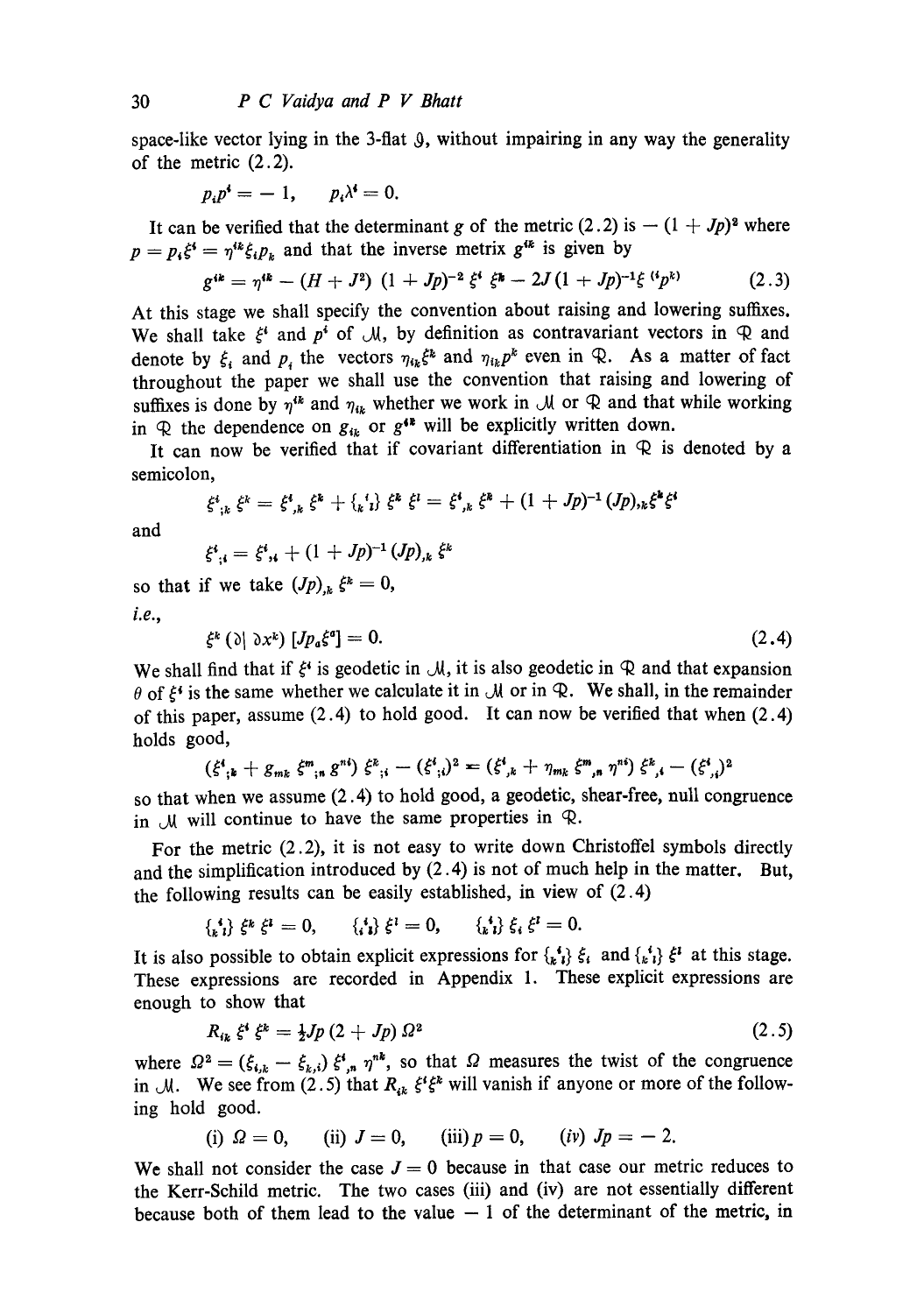space-like vector lying in the 3-flat $\mathcal{G}$, without impairing in any way the generality of the metric (2.2).

$$p_i p^i = -1, \qquad p_i \lambda^i = 0.$$

It can be verified that the determinant $g$ of the metric (2.2) is $-(1+Jp)^2$ where $p = p_i \xi^i = \eta^{ik} \xi_i p_k$ and that the inverse metrix $g^{ik}$ is given by

$$g^{ik} = \eta^{ik} - (H + J^2)(1+Jp)^{-2} \xi^i \xi^k - 2J(1+Jp)^{-1} \xi^{(i} p^{k)} \tag{2.3}$$

At this stage we shall specify the convention about raising and lowering suffixes. We shall take $\xi^i$ and $p^i$ of $\mathcal{M}$, by definition as contravariant vectors in $\mathcal{R}$ and denote by $\xi_i$ and $p_i$ the vectors $\eta_{ik}\xi^k$ and $\eta_{ik}p^k$ even in $\mathcal{R}$. As a matter of fact throughout the paper we shall use the convention that raising and lowering of suffixes is done by $\eta^{ik}$ and $\eta_{ik}$ whether we work in $\mathcal{M}$ or $\mathcal{R}$ and that while working in $\mathcal{R}$ the dependence on $g_{ik}$ or $g^{ik}$ will be explicitly written down.

It can now be verified that if covariant differentiation in $\mathcal{R}$ is denoted by a semicolon,

$$\xi^i{}_{;k}\, \xi^k = \xi^i{}_{,k}\, \xi^k + \{^{\,i}_{k\,l}\}\, \xi^k \xi^l = \xi^i{}_{,k}\, \xi^k + (1+Jp)^{-1} (Jp)_{,k} \xi^k \xi^i$$

and

$$\xi^i{}_{;i} = \xi^i{}_{,i} + (1+Jp)^{-1} (Jp)_{,k}\, \xi^k$$

so that if we take $(Jp)_{,k}\, \xi^k = 0$,

*i.e.*,

$$\xi^k (\partial | \partial x^k) [Jp_a \xi^a] = 0. \tag{2.4}$$

We shall find that if $\xi^i$ is geodetic in $\mathcal{M}$, it is also geodetic in $\mathcal{R}$ and that expansion $\theta$ of $\xi^i$ is the same whether we calculate it in $\mathcal{M}$ or in $\mathcal{R}$. We shall, in the remainder of this paper, assume (2.4) to hold good. It can now be verified that when (2.4) holds good,

$$(\xi^i{}_{;k} + g_{mk}\, \xi^m{}_{;n}\, g^{ni})\, \xi^k{}_{;i} - (\xi^i{}_{;i})^2 = (\xi^i{}_{,k} + \eta_{mk}\, \xi^m{}_{,n}\, \eta^{ni})\, \xi^k{}_{,i} - (\xi^i{}_{,i})^2$$

so that when we assume (2.4) to hold good, a geodetic, shear-free, null congruence in $\mathcal{M}$ will continue to have the same properties in $\mathcal{R}$.

For the metric (2.2), it is not easy to write down Christoffel symbols directly and the simplification introduced by (2.4) is not of much help in the matter. But, the following results can be easily established, in view of (2.4)

$$\{^{\,i}_{k\,l}\}\, \xi^k \xi^l = 0, \qquad \{^{\,i}_{i\,l}\}\, \xi^l = 0, \qquad \{^{\,i}_{k\,l}\}\, \xi_i\, \xi^l = 0.$$

It is also possible to obtain explicit expressions for $\{^{\,i}_{k\,l}\}\, \xi_i$ and $\{^{\,i}_{k\,l}\}\, \xi^l$ at this stage. These expressions are recorded in Appendix 1. These explicit expressions are enough to show that

$$R_{ik}\, \xi^i \xi^k = \tfrac{1}{2} Jp\, (2 + Jp)\, \Omega^2 \tag{2.5}$$

where $\Omega^2 = (\xi_{i,k} - \xi_{k,i})\, \xi^i{}_{,n}\, \eta^{nk}$, so that $\Omega$ measures the twist of the congruence in $\mathcal{M}$. We see from (2.5) that $R_{ik}\, \xi^i \xi^k$ will vanish if anyone or more of the following hold good.

(i) $\Omega = 0$, (ii) $J = 0$, (iii) $p = 0$, (*iv*) $Jp = -2$.

We shall not consider the case $J = 0$ because in that case our metric reduces to the Kerr-Schild metric. The two cases (iii) and (iv) are not essentially different because both of them lead to the value $-1$ of the determinant of the metric, in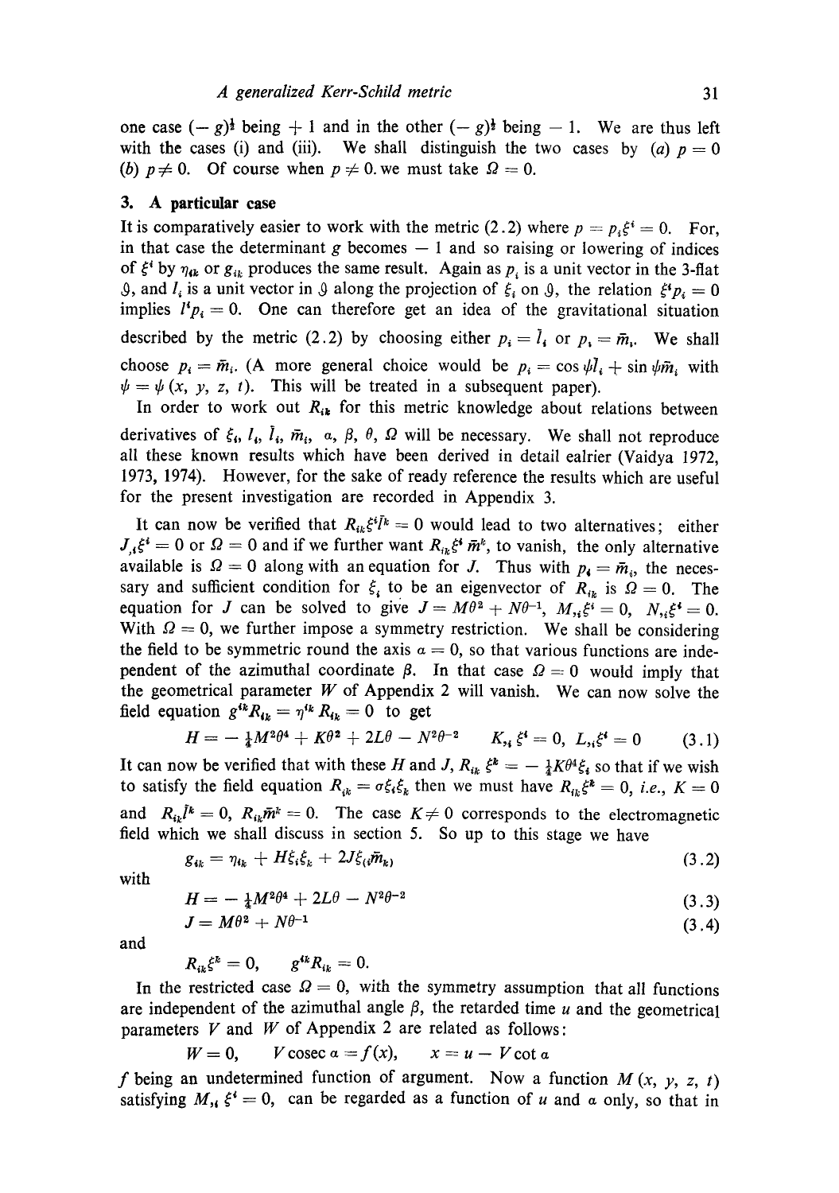one case $(-g)^{\frac{1}{2}}$ being $+1$ and in the other $(-g)^{\frac{1}{2}}$ being $-1$. We are thus left with the cases (i) and (iii). We shall distinguish the two cases by (*a*) $p = 0$ (*b*) $p \neq 0$. Of course when $p \neq 0$. we must take $\Omega = 0$.

## 3. A particular case

It is comparatively easier to work with the metric (2.2) where $p = p_i \xi^i = 0$. For, in that case the determinant $g$ becomes $-1$ and so raising or lowering of indices of $\xi^i$ by $\eta_{ik}$ or $g_{ik}$ produces the same result. Again as $p_i$ is a unit vector in the 3-flat $\mathcal{S}$, and $l_i$ is a unit vector in $\mathcal{S}$ along the projection of $\xi_i$ on $\mathcal{S}$, the relation $\xi^i p_i = 0$ implies $l^i p_i = 0$. One can therefore get an idea of the gravitational situation described by the metric (2.2) by choosing either $p_i = \bar{l}_i$ or $p_i = \bar{m}_i$. We shall choose $p_i = \bar{m}_i$. (A more general choice would be $p_i = \cos\psi \bar{l}_i + \sin\psi \bar{m}_i$ with $\psi = \psi(x, y, z, t)$. This will be treated in a subsequent paper).

In order to work out $R_{ik}$ for this metric knowledge about relations between derivatives of $\xi_i$, $l_i$, $\bar{l}_i$, $\bar{m}_i$, $\alpha$, $\beta$, $\theta$, $\Omega$ will be necessary. We shall not reproduce all these known results which have been derived in detail ealrier (Vaidya 1972, 1973, 1974). However, for the sake of ready reference the results which are useful for the present investigation are recorded in Appendix 3.

It can now be verified that $R_{ik}\xi^i \bar{l}^k = 0$ would lead to two alternatives; either $J_{,i}\xi^i = 0$ or $\Omega = 0$ and if we further want $R_{ik}\xi^i \bar{m}^k$, to vanish, the only alternative available is $\Omega = 0$ along with an equation for $J$. Thus with $p_i = \bar{m}_i$, the necessary and sufficient condition for $\xi_i$ to be an eigenvector of $R_{ik}$ is $\Omega = 0$. The equation for $J$ can be solved to give $J = M\theta^2 + N\theta^{-1}$, $M_{,i}\xi^i = 0$, $N_{,i}\xi^i = 0$. With $\Omega = 0$, we further impose a symmetry restriction. We shall be considering the field to be symmetric round the axis $\alpha = 0$, so that various functions are independent of the azimuthal coordinate $\beta$. In that case $\Omega = 0$ would imply that the geometrical parameter $W$ of Appendix 2 will vanish. We can now solve the field equation $g^{ik}R_{ik} = \eta^{ik}R_{ik} = 0$ to get

$$H = -\tfrac{1}{4}M^2\theta^4 + K\theta^2 + 2L\theta - N^2\theta^{-2} \qquad K_{,i}\xi^i = 0, \; L_{,i}\xi^i = 0 \tag{3.1}$$

It can now be verified that with these $H$ and $J$, $R_{ik}\xi^k = -\tfrac{1}{4}K\theta^4\xi_i$ so that if we wish to satisfy the field equation $R_{ik} = \sigma\xi_i\xi_k$ then we must have $R_{ik}\xi^k = 0$, *i.e.*, $K = 0$ and $R_{ik}\bar{l}^k = 0$, $R_{ik}\bar{m}^k = 0$. The case $K \neq 0$ corresponds to the electromagnetic field which we shall discuss in section 5. So up to this stage we have

$$g_{ik} = \eta_{ik} + H\xi_i\xi_k + 2J\xi_{(i}\bar{m}_{k)} \tag{3.2}$$

with

$$H = -\tfrac{1}{4}M^2\theta^4 + 2L\theta - N^2\theta^{-2} \tag{3.3}$$

$$J = M\theta^2 + N\theta^{-1} \tag{3.4}$$

and

$$R_{ik}\xi^k = 0, \qquad g^{ik}R_{ik} = 0.$$

In the restricted case $\Omega = 0$, with the symmetry assumption that all functions are independent of the azimuthal angle $\beta$, the retarded time $u$ and the geometrical parameters $V$ and $W$ of Appendix 2 are related as follows:

$$W = 0, \qquad V \operatorname{cosec}\alpha = f(x), \qquad x = u - V\cot\alpha$$

$f$ being an undetermined function of argument. Now a function $M(x, y, z, t)$ satisfying $M_{,i}\xi^i = 0$, can be regarded as a function of $u$ and $\alpha$ only, so that in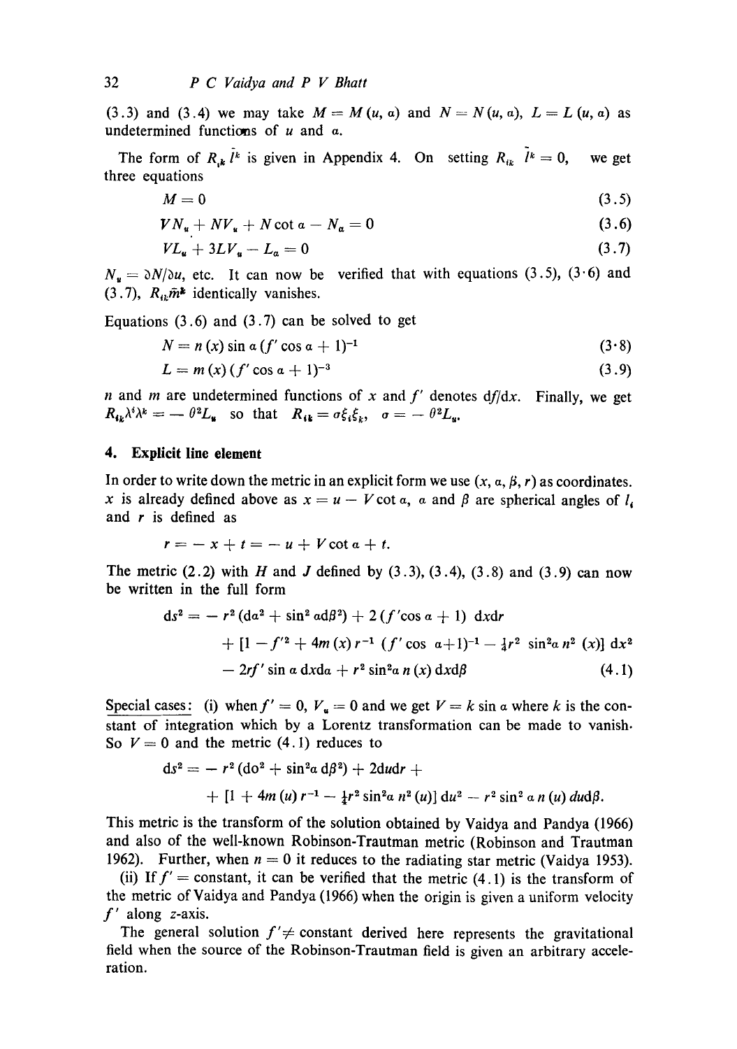(3.3) and (3.4) we may take $M = M(u, a)$ and $N = N(u, a)$, $L = L(u, a)$ as undetermined functions of $u$ and $a$.

The form of $R_{ik} \bar{l}^k$ is given in Appendix 4. On setting $R_{ik} \bar{l}^k = 0$, we get three equations

$$M = 0 \tag{3.5}$$

$$VN_u + NV_u + N \cot a - N_a = 0 \tag{3.6}$$

$$VL_u + 3LV_u - L_a = 0 \tag{3.7}$$

$N_u = \partial N / \partial u$, etc. It can now be verified that with equations (3.5), (3.6) and (3.7), $R_{ik}\bar{m}^k$ identically vanishes.

Equations (3.6) and (3.7) can be solved to get

$$N = n(x) \sin a \, (f' \cos a + 1)^{-1} \tag{3.8}$$

$$L = m(x) \, (f' \cos a + 1)^{-3} \tag{3.9}$$

$n$ and $m$ are undetermined functions of $x$ and $f'$ denotes $\mathrm{d}f/\mathrm{d}x$. Finally, we get $R_{ik}\lambda^i\lambda^k = -\theta^2 L_u$ so that $R_{ik} = \sigma \xi_i \xi_k$, $\sigma = -\theta^2 L_u$.

## 4. Explicit line element

In order to write down the metric in an explicit form we use $(x, a, \beta, r)$ as coordinates. $x$ is already defined above as $x = u - V \cot a$, $a$ and $\beta$ are spherical angles of $l_i$ and $r$ is defined as

$$r = -x + t = -u + V \cot a + t.$$

The metric (2.2) with $H$ and $J$ defined by (3.3), (3.4), (3.8) and (3.9) can now be written in the full form

$$\begin{aligned} \mathrm{d}s^2 = & -r^2 (\mathrm{d}a^2 + \sin^2 a \mathrm{d}\beta^2) + 2(f' \cos a + 1) \, \mathrm{d}x \mathrm{d}r \\ & + [1 - f'^2 + 4m(x) r^{-1} (f' \cos a + 1)^{-1} - \tfrac{1}{4} r^2 \sin^2 a \, n^2(x)] \, \mathrm{d}x^2 \\ & - 2rf' \sin a \, \mathrm{d}x \mathrm{d}a + r^2 \sin^2 a \, n(x) \, \mathrm{d}x \mathrm{d}\beta \end{aligned} \tag{4.1}$$

Special cases: (i) when $f' = 0$, $V_u = 0$ and we get $V = k \sin a$ where $k$ is the constant of integration which by a Lorentz transformation can be made to vanish. So $V = 0$ and the metric (4.1) reduces to

$$\begin{aligned} \mathrm{d}s^2 = & -r^2 (\mathrm{d}a^2 + \sin^2 a \, \mathrm{d}\beta^2) + 2\mathrm{d}u\mathrm{d}r + \\ & + [1 + 4m(u) r^{-1} - \tfrac{1}{4} r^2 \sin^2 a \, n^2(u)] \, \mathrm{d}u^2 - r^2 \sin^2 a \, n(u) \, \mathrm{d}u\mathrm{d}\beta. \end{aligned}$$

This metric is the transform of the solution obtained by Vaidya and Pandya (1966) and also of the well-known Robinson-Trautman metric (Robinson and Trautman 1962). Further, when $n = 0$ it reduces to the radiating star metric (Vaidya 1953).

(ii) If $f' =$ constant, it can be verified that the metric (4.1) is the transform of the metric of Vaidya and Pandya (1966) when the origin is given a uniform velocity $f'$ along $z$-axis.

The general solution $f' \neq$ constant derived here represents the gravitational field when the source of the Robinson-Trautman field is given an arbitrary acceleration.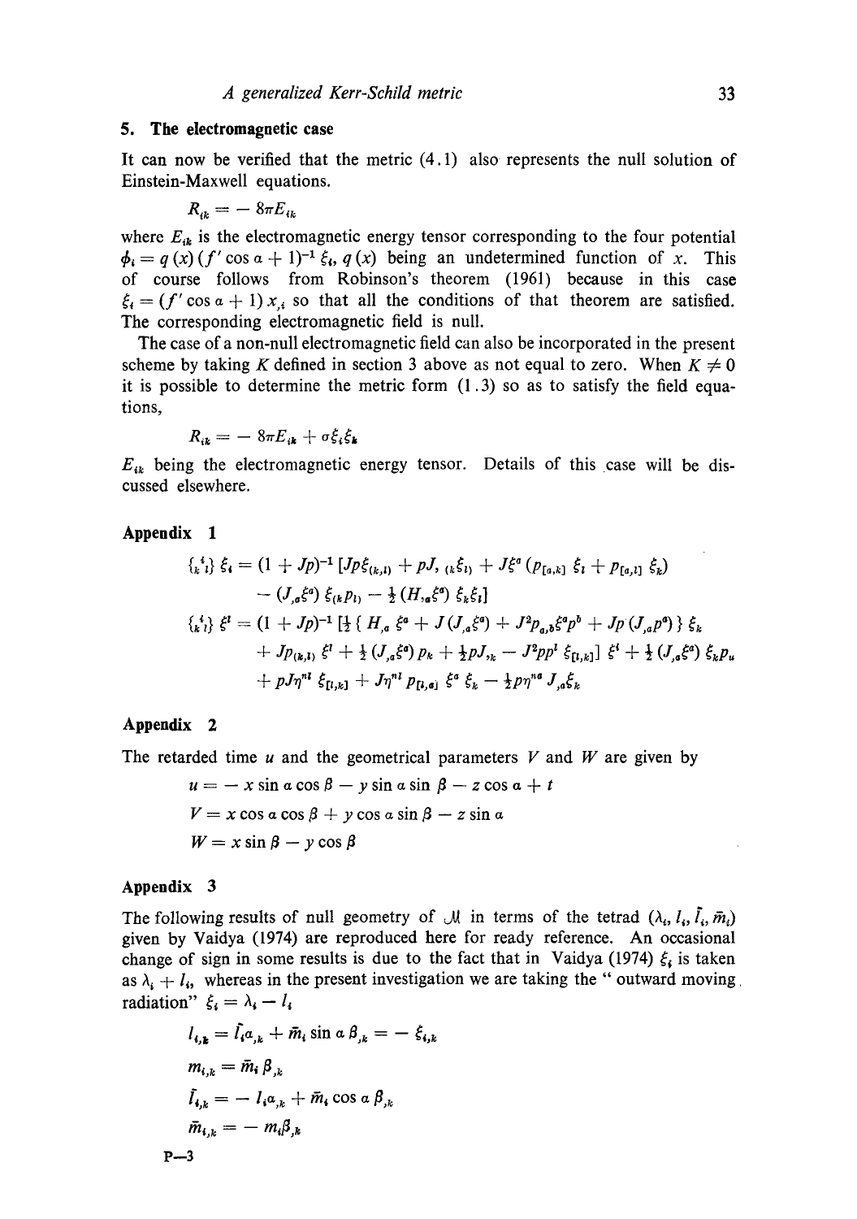## 5. The electromagnetic case

It can now be verified that the metric (4.1) also represents the null solution of Einstein-Maxwell equations.

$$R_{ik} = -8\pi E_{ik}$$

where $E_{ik}$ is the electromagnetic energy tensor corresponding to the four potential $\phi_i = q(x)(f'\cos\alpha + 1)^{-1}\xi_i$, $q(x)$ being an undetermined function of $x$. This of course follows from Robinson's theorem (1961) because in this case $\xi_i = (f'\cos\alpha + 1)x_{,i}$ so that all the conditions of that theorem are satisfied. The corresponding electromagnetic field is null.

The case of a non-null electromagnetic field can also be incorporated in the present scheme by taking $K$ defined in section 3 above as not equal to zero. When $K \neq 0$ it is possible to determine the metric form (1.3) so as to satisfy the field equations,

$$R_{ik} = -8\pi E_{ik} + \sigma\xi_i\xi_k$$

$E_{ik}$ being the electromagnetic energy tensor. Details of this case will be discussed elsewhere.

## Appendix 1

$$\{^{\,i}_{k\,l}\}\,\xi_i = (1 + Jp)^{-1}\,[Jp\xi_{(k,l)} + pJ,_{(k}\xi_{l)} + J\xi^a\,(p_{[a,k]}\,\xi_l + p_{[a,l]}\,\xi_k) - (J_{,a}\xi^a)\,\xi_{(k}p_{l)} - \tfrac{1}{2}(H_{,a}\xi^a)\,\xi_k\xi_l]$$

$$\{^{\,i}_{k\,l}\}\,\xi^l = (1 + Jp)^{-1}\,[\tfrac{1}{2}\{\,H_{,a}\,\xi^a + J\,(J_{,a}\xi^a) + J^2p_{a,b}\xi^a p^b + Jp\,(J_{,a}p^a)\,\}\,\xi_k + Jp_{(k,l)}\,\xi^l + \tfrac{1}{2}\,(J_{,a}\xi^a)\,p_k + \tfrac{1}{2}pJ_{,k} - J^2pp^l\,\xi_{[l,k]}]\,\xi^i + \tfrac{1}{2}\,(J_{,a}\xi^a)\,\xi_k p_u + pJ\eta^{nl}\,\xi_{[l,k]} + J\eta^{nl}\,p_{[l,a]}\,\xi^a\,\xi_k - \tfrac{1}{2}p\eta^{na}\,J_{,a}\xi_k$$

## Appendix 2

The retarded time $u$ and the geometrical parameters $V$ and $W$ are given by

$$u = -x\sin\alpha\cos\beta - y\sin\alpha\sin\beta - z\cos\alpha + t$$

$$V = x\cos\alpha\cos\beta + y\cos\alpha\sin\beta - z\sin\alpha$$

$$W = x\sin\beta - y\cos\beta$$

## Appendix 3

The following results of null geometry of $\mathcal{M}$ in terms of the tetrad $(\lambda_i, l_i, \bar{l}_i, \bar{m}_i)$ given by Vaidya (1974) are reproduced here for ready reference. An occasional change of sign in some results is due to the fact that in Vaidya (1974) $\xi_i$ is taken as $\lambda_i + l_i$, whereas in the present investigation we are taking the " outward moving radiation" $\xi_i = \lambda_i - l_i$

$$l_{i,k} = \bar{l}_i\alpha_{,k} + \bar{m}_i\sin\alpha\,\beta_{,k} = -\xi_{i,k}$$

$$m_{i,k} = \bar{m}_i\,\beta_{,k}$$

$$\bar{l}_{i,k} = -l_i\alpha_{,k} + \bar{m}_i\cos\alpha\,\beta_{,k}$$

$$\bar{m}_{i,k} = -m_i\beta_{,k}$$

P—3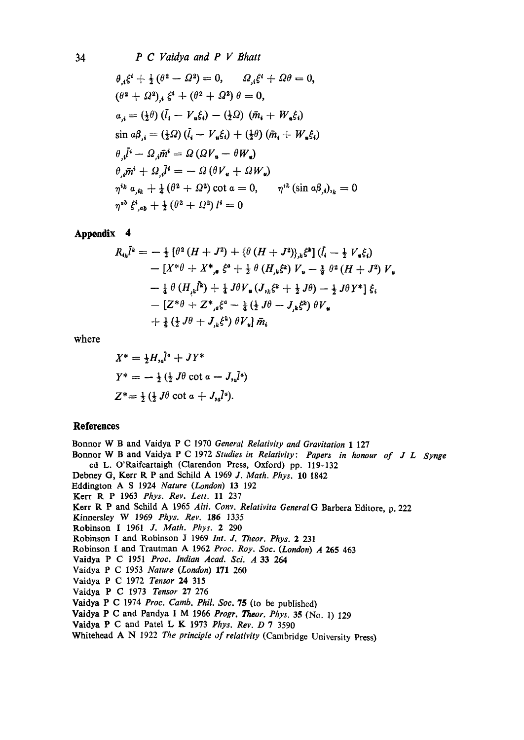$$\theta_{,i}\xi^i + \tfrac{1}{2}(\theta^2 - \Omega^2) = 0, \qquad \Omega_{,i}\xi^i + \Omega\theta = 0,$$

$$(\theta^2 + \Omega^2)_{,i}\,\xi^i + (\theta^2 + \Omega^2)\,\theta = 0,$$

$$\alpha_{,i} = (\tfrac{1}{2}\theta)\,(\bar{l}_i - V_u\xi_i) - (\tfrac{1}{2}\Omega)\,(\bar{m}_i + W_u\xi_i)$$

$$\sin\alpha\beta_{,i} = (\tfrac{1}{2}\Omega)\,(\bar{l}_i - V_u\xi_i) + (\tfrac{1}{2}\theta)\,(\bar{m}_i + W_u\xi_i)$$

$$\theta_{,i}\bar{l}^i - \Omega_{,i}\bar{m}^i = \Omega\,(\Omega V_u - \theta W_u)$$

$$\theta_{,i}\bar{m}^i + \Omega_{,i}\bar{l}^i = -\,\Omega\,(\theta V_u + \Omega W_u)$$

$$\eta^{ik}\,\alpha_{,ik} + \tfrac{1}{4}(\theta^2 + \Omega^2)\cot\alpha = 0, \qquad \eta^{ik}\,(\sin\alpha\beta_{,i})_{,k} = 0$$

$$\eta^{ab}\,\xi^i{}_{,ab} + \tfrac{1}{2}(\theta^2 + \Omega^2)\,l^i = 0$$

## Appendix 4

$$\begin{aligned}
R_{ik}\bar{l}^k = &-\tfrac{1}{2}\,[\theta^2(H + J^2) + \{\theta(H + J^2)\}_{,k}\xi^k]\,(\bar{l}_i - \tfrac{1}{2}V_u\xi_i) \\
&- [X^*\theta + X^*_{,a}\,\xi^a + \tfrac{1}{2}\,\theta\,(H_{,k}\xi^k)\,V_u - \tfrac{1}{8}\,\theta^2(H + J^2)\,V_u \\
&- \tfrac{1}{4}\,\theta\,(H_{,k}\bar{l}^k) + \tfrac{1}{4}\,J\theta V_u\,(J_{,k}\xi^k + \tfrac{1}{2}J\theta) - \tfrac{1}{2}J\theta Y^*]\,\xi_i \\
&- [Z^*\theta + Z^*_{,a}\xi^a - \tfrac{1}{4}(\tfrac{1}{2}J\theta - J_{,k}\xi^k)\,\theta V_u \\
&+ \tfrac{1}{4}(\tfrac{1}{2}J\theta + J_{,k}\xi^k)\,\theta V_u]\,\bar{m}_i
\end{aligned}$$

where

$$X^* = \tfrac{1}{2}H_{,a}\bar{l}^a + JY^*$$

$$Y^* = -\tfrac{1}{2}\,(\tfrac{1}{2}J\theta\cot\alpha - J_{,a}\bar{l}^a)$$

$$Z^* = \tfrac{1}{2}\,(\tfrac{1}{2}J\theta\cot\alpha + J_{,a}\bar{l}^a).$$

## References

Bonnor W B and Vaidya P C 1970 *General Relativity and Gravitation* **1** 127

Bonnor W B and Vaidya P C 1972 *Studies in Relativity: Papers in honour of J L Synge* ed L. O'Raifeartaigh (Clarendon Press, Oxford) pp. 119–132

Debney G, Kerr R P and Schild A 1969 *J. Math. Phys.* **10** 1842

Eddington A S 1924 *Nature (London)* **13** 192

Kerr R P 1963 *Phys. Rev. Lett.* **11** 237

Kerr R P and Schild A 1965 *Alti. Conv. Relativita General* G Barbera Editore, p. 222

Kinnersley W 1969 *Phys. Rev.* **186** 1335

Robinson I 1961 *J. Math. Phys.* **2** 290

Robinson I and Robinson J 1969 *Int. J. Theor. Phys.* **2** 231

Robinson I and Trautman A 1962 *Proc. Roy. Soc. (London) A* **265** 463

Vaidya P C 1951 *Proc. Indian Acad. Sci. A* **33** 264

Vaidya P C 1953 *Nature (London)* **171** 260

Vaidya P C 1972 *Tensor* **24** 315

Vaidya P C 1973 *Tensor* **27** 276

Vaidya P C 1974 *Proc. Camb. Phil. Soc.* **75** (to be published)

Vaidya P C and Pandya I M 1966 *Progr. Theor. Phys.* **35** (No. 1) 129

Vaidya P C and Patel L K 1973 *Phys. Rev. D* **7** 3590

Whitehead A N 1922 *The principle of relativity* (Cambridge University Press)